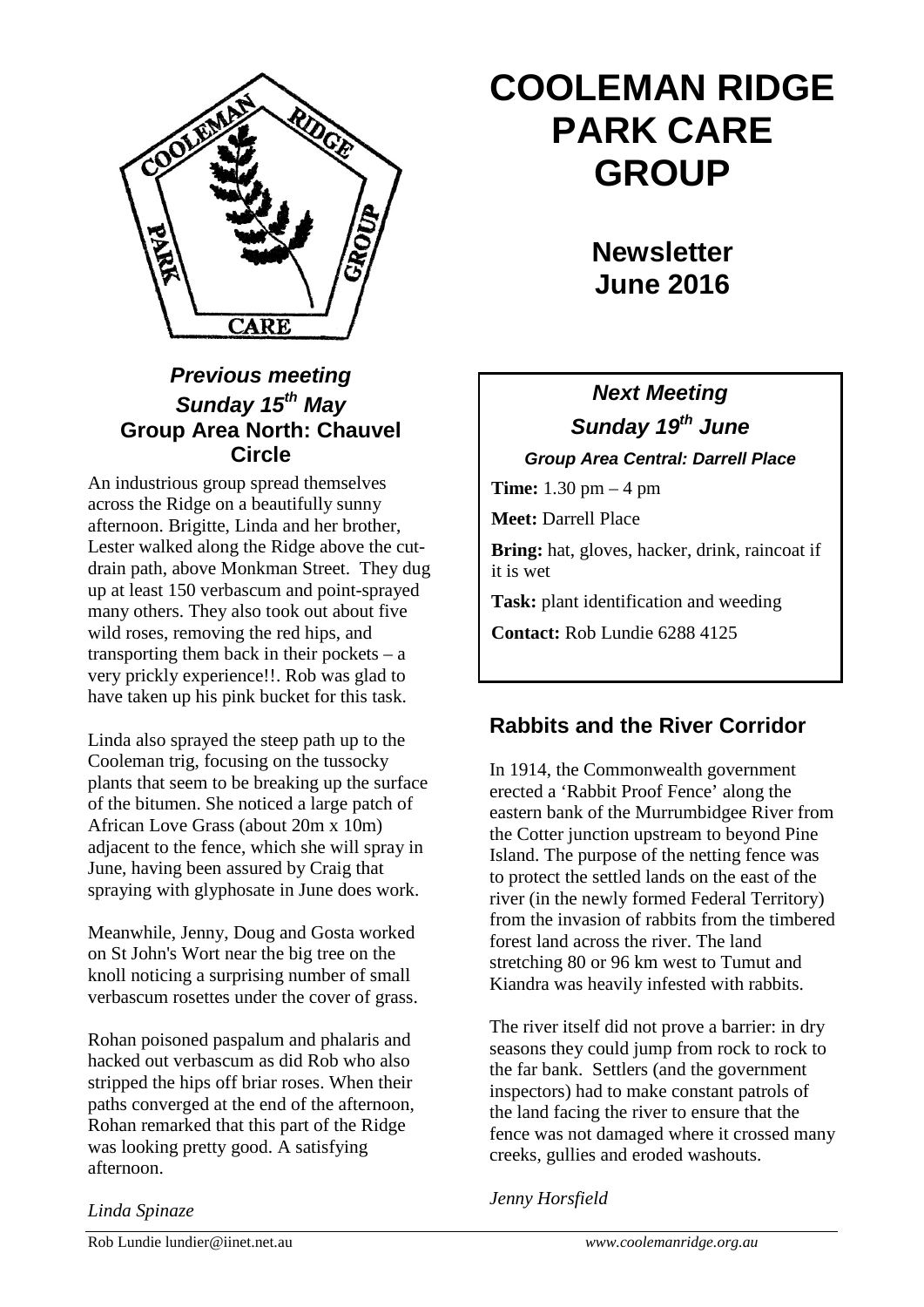# COOLEMAN RIDGE PARK CARE GROUP

## Newsletter June 2016

### *Previous meeting Sunday 15th May*
### Group Area North: Chauvel Circle

An industrious group spread themselves across the Ridge on a beautifully sunny afternoon. Brigitte, Linda and her brother, Lester walked along the Ridge above the cut-drain path, above Monkman Street. They dug up at least 150 verbascum and point-sprayed many others. They also took out about five wild roses, removing the red hips, and transporting them back in their pockets – a very prickly experience!!. Rob was glad to have taken up his pink bucket for this task.

Linda also sprayed the steep path up to the Cooleman trig, focusing on the tussocky plants that seem to be breaking up the surface of the bitumen. She noticed a large patch of African Love Grass (about 20m x 10m) adjacent to the fence, which she will spray in June, having been assured by Craig that spraying with glyphosate in June does work.

Meanwhile, Jenny, Doug and Gosta worked on St John's Wort near the big tree on the knoll noticing a surprising number of small verbascum rosettes under the cover of grass.

Rohan poisoned paspalum and phalaris and hacked out verbascum as did Rob who also stripped the hips off briar roses. When their paths converged at the end of the afternoon, Rohan remarked that this part of the Ridge was looking pretty good. A satisfying afternoon.

*Linda Spinaze*

### *Next Meeting*
### *Sunday 19th June*

***Group Area Central: Darrell Place***

**Time:** 1.30 pm – 4 pm

**Meet:** Darrell Place

**Bring:** hat, gloves, hacker, drink, raincoat if it is wet

**Task:** plant identification and weeding

**Contact:** Rob Lundie 6288 4125

## Rabbits and the River Corridor

In 1914, the Commonwealth government erected a 'Rabbit Proof Fence' along the eastern bank of the Murrumbidgee River from the Cotter junction upstream to beyond Pine Island. The purpose of the netting fence was to protect the settled lands on the east of the river (in the newly formed Federal Territory) from the invasion of rabbits from the timbered forest land across the river. The land stretching 80 or 96 km west to Tumut and Kiandra was heavily infested with rabbits.

The river itself did not prove a barrier: in dry seasons they could jump from rock to rock to the far bank. Settlers (and the government inspectors) had to make constant patrols of the land facing the river to ensure that the fence was not damaged where it crossed many creeks, gullies and eroded washouts.

*Jenny Horsfield*

Rob Lundie lundier@iinet.net.au *www.coolemanridge.org.au*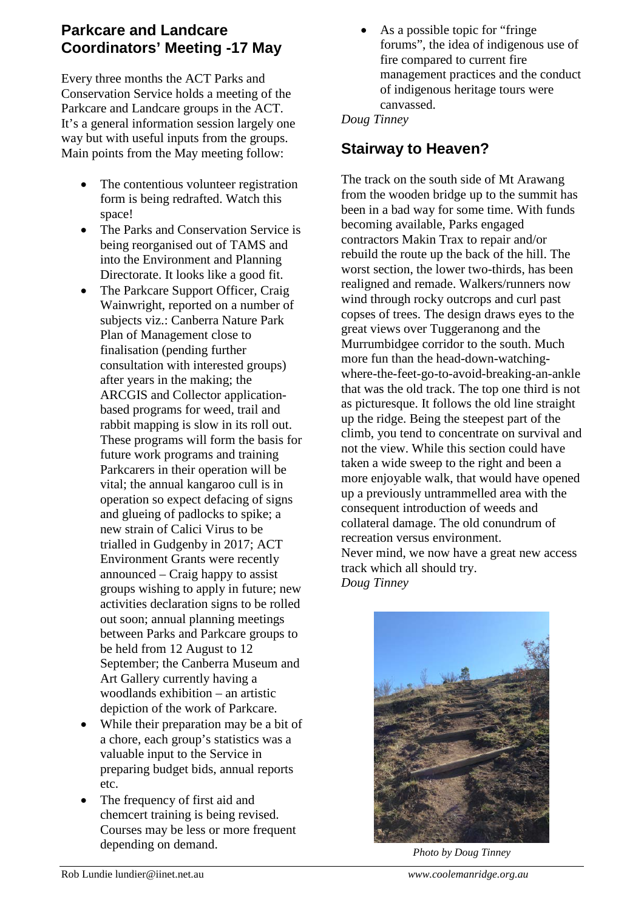## Parkcare and Landcare Coordinators' Meeting -17 May

Every three months the ACT Parks and Conservation Service holds a meeting of the Parkcare and Landcare groups in the ACT. It's a general information session largely one way but with useful inputs from the groups. Main points from the May meeting follow:

- The contentious volunteer registration form is being redrafted. Watch this space!
- The Parks and Conservation Service is being reorganised out of TAMS and into the Environment and Planning Directorate. It looks like a good fit.
- The Parkcare Support Officer, Craig Wainwright, reported on a number of subjects viz.: Canberra Nature Park Plan of Management close to finalisation (pending further consultation with interested groups) after years in the making; the ARCGIS and Collector application-based programs for weed, trail and rabbit mapping is slow in its roll out. These programs will form the basis for future work programs and training Parkcarers in their operation will be vital; the annual kangaroo cull is in operation so expect defacing of signs and glueing of padlocks to spike; a new strain of Calici Virus to be trialled in Gudgenby in 2017; ACT Environment Grants were recently announced – Craig happy to assist groups wishing to apply in future; new activities declaration signs to be rolled out soon; annual planning meetings between Parks and Parkcare groups to be held from 12 August to 12 September; the Canberra Museum and Art Gallery currently having a woodlands exhibition – an artistic depiction of the work of Parkcare.
- While their preparation may be a bit of a chore, each group's statistics was a valuable input to the Service in preparing budget bids, annual reports etc.
- The frequency of first aid and chemcert training is being revised. Courses may be less or more frequent depending on demand.
- As a possible topic for "fringe forums", the idea of indigenous use of fire compared to current fire management practices and the conduct of indigenous heritage tours were canvassed.

*Doug Tinney*

## Stairway to Heaven?

The track on the south side of Mt Arawang from the wooden bridge up to the summit has been in a bad way for some time. With funds becoming available, Parks engaged contractors Makin Trax to repair and/or rebuild the route up the back of the hill. The worst section, the lower two-thirds, has been realigned and remade. Walkers/runners now wind through rocky outcrops and curl past copses of trees. The design draws eyes to the great views over Tuggeranong and the Murrumbidgee corridor to the south. Much more fun than the head-down-watching-where-the-feet-go-to-avoid-breaking-an-ankle that was the old track. The top one third is not as picturesque. It follows the old line straight up the ridge. Being the steepest part of the climb, you tend to concentrate on survival and not the view. While this section could have taken a wide sweep to the right and been a more enjoyable walk, that would have opened up a previously untrammelled area with the consequent introduction of weeds and collateral damage. The old conundrum of recreation versus environment.
Never mind, we now have a great new access track which all should try.

*Doug Tinney*

*Photo by Doug Tinney*